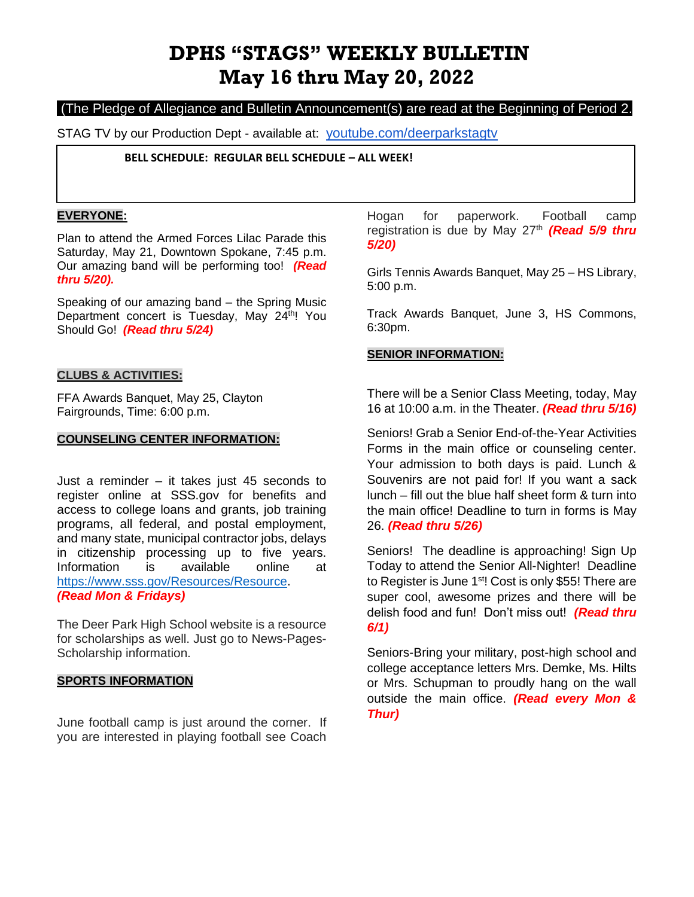# DPHS "STAGS" WEEKLY BULLETIN
# May 16 thru May 20, 2022

(The Pledge of Allegiance and Bulletin Announcement(s) are read at the Beginning of Period 2.

STAG TV by our Production Dept - available at: youtube.com/deerparkstagtv

**BELL SCHEDULE: REGULAR BELL SCHEDULE – ALL WEEK!**

## EVERYONE:

Plan to attend the Armed Forces Lilac Parade this Saturday, May 21, Downtown Spokane, 7:45 p.m. Our amazing band will be performing too! ***(Read thru 5/20).***

Speaking of our amazing band – the Spring Music Department concert is Tuesday, May 24th! You Should Go! ***(Read thru 5/24)***

## CLUBS & ACTIVITIES:

FFA Awards Banquet, May 25, Clayton Fairgrounds, Time: 6:00 p.m.

## COUNSELING CENTER INFORMATION:

Just a reminder – it takes just 45 seconds to register online at SSS.gov for benefits and access to college loans and grants, job training programs, all federal, and postal employment, and many state, municipal contractor jobs, delays in citizenship processing up to five years. Information is available online at https://www.sss.gov/Resources/Resource. ***(Read Mon & Fridays)***

The Deer Park High School website is a resource for scholarships as well. Just go to News-Pages-Scholarship information.

## SPORTS INFORMATION

June football camp is just around the corner. If you are interested in playing football see Coach Hogan for paperwork. Football camp registration is due by May 27th ***(Read 5/9 thru 5/20)***

Girls Tennis Awards Banquet, May 25 – HS Library, 5:00 p.m.

Track Awards Banquet, June 3, HS Commons, 6:30pm.

## SENIOR INFORMATION:

There will be a Senior Class Meeting, today, May 16 at 10:00 a.m. in the Theater. ***(Read thru 5/16)***

Seniors! Grab a Senior End-of-the-Year Activities Forms in the main office or counseling center. Your admission to both days is paid. Lunch & Souvenirs are not paid for! If you want a sack lunch – fill out the blue half sheet form & turn into the main office! Deadline to turn in forms is May 26. ***(Read thru 5/26)***

Seniors! The deadline is approaching! Sign Up Today to attend the Senior All-Nighter! Deadline to Register is June 1st! Cost is only $55! There are super cool, awesome prizes and there will be delish food and fun! Don't miss out! ***(Read thru 6/1)***

Seniors-Bring your military, post-high school and college acceptance letters Mrs. Demke, Ms. Hilts or Mrs. Schupman to proudly hang on the wall outside the main office. ***(Read every Mon & Thur)***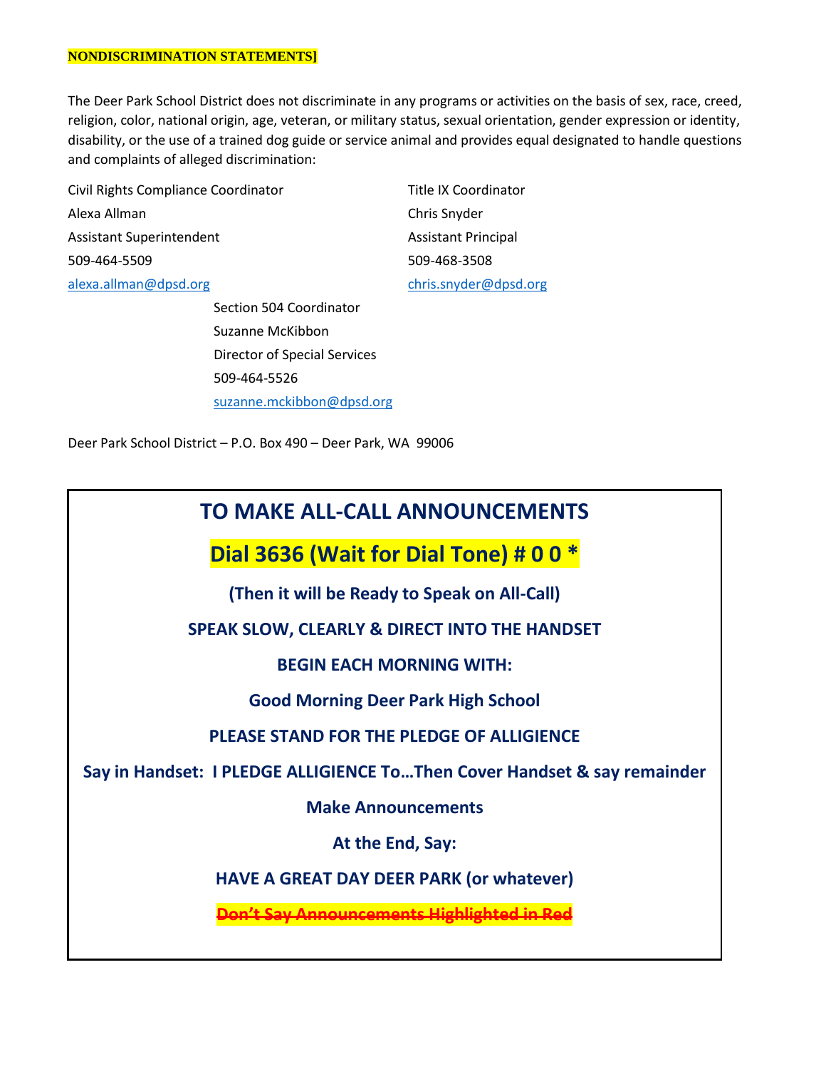**NONDISCRIMINATION STATEMENTS]**

The Deer Park School District does not discriminate in any programs or activities on the basis of sex, race, creed, religion, color, national origin, age, veteran, or military status, sexual orientation, gender expression or identity, disability, or the use of a trained dog guide or service animal and provides equal designated to handle questions and complaints of alleged discrimination:

Civil Rights Compliance Coordinator
Alexa Allman
Assistant Superintendent
509-464-5509
alexa.allman@dpsd.org

Title IX Coordinator
Chris Snyder
Assistant Principal
509-468-3508
chris.snyder@dpsd.org

Section 504 Coordinator
Suzanne McKibbon
Director of Special Services
509-464-5526
suzanne.mckibbon@dpsd.org

Deer Park School District – P.O. Box 490 – Deer Park, WA 99006

## TO MAKE ALL-CALL ANNOUNCEMENTS

## Dial 3636 (Wait for Dial Tone) # 0 0 *

**(Then it will be Ready to Speak on All-Call)**

**SPEAK SLOW, CLEARLY & DIRECT INTO THE HANDSET**

**BEGIN EACH MORNING WITH:**

**Good Morning Deer Park High School**

**PLEASE STAND FOR THE PLEDGE OF ALLIGIENCE**

**Say in Handset: I PLEDGE ALLIGIENCE To…Then Cover Handset & say remainder**

**Make Announcements**

**At the End, Say:**

**HAVE A GREAT DAY DEER PARK (or whatever)**

~~**Don't Say Announcements Highlighted in Red**~~